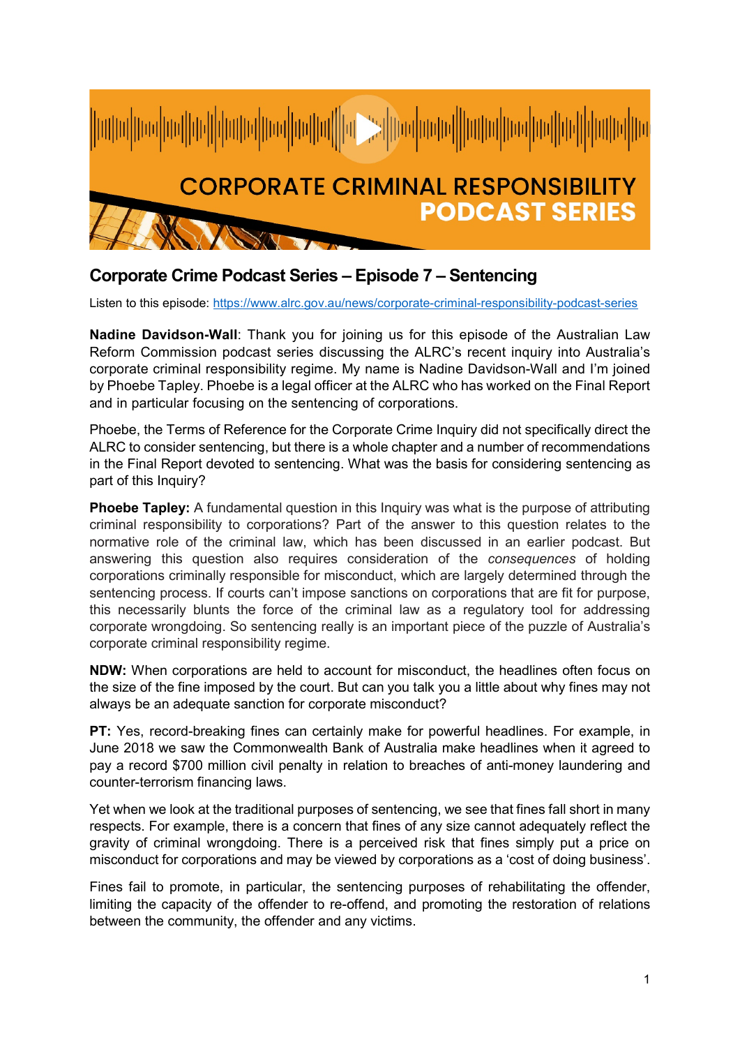CORPORATE CRIMINAL RESPONSIBILITY
**PODCAST SERIES**

## Corporate Crime Podcast Series – Episode 7 – Sentencing

Listen to this episode: [https://www.alrc.gov.au/news/corporate-criminal-responsibility-podcast-series](https://www.alrc.gov.au/news/corporate-criminal-responsibility-podcast-series)

**Nadine Davidson-Wall**: Thank you for joining us for this episode of the Australian Law Reform Commission podcast series discussing the ALRC's recent inquiry into Australia's corporate criminal responsibility regime. My name is Nadine Davidson-Wall and I'm joined by Phoebe Tapley. Phoebe is a legal officer at the ALRC who has worked on the Final Report and in particular focusing on the sentencing of corporations.

Phoebe, the Terms of Reference for the Corporate Crime Inquiry did not specifically direct the ALRC to consider sentencing, but there is a whole chapter and a number of recommendations in the Final Report devoted to sentencing. What was the basis for considering sentencing as part of this Inquiry?

**Phoebe Tapley:** A fundamental question in this Inquiry was what is the purpose of attributing criminal responsibility to corporations? Part of the answer to this question relates to the normative role of the criminal law, which has been discussed in an earlier podcast. But answering this question also requires consideration of the *consequences* of holding corporations criminally responsible for misconduct, which are largely determined through the sentencing process. If courts can't impose sanctions on corporations that are fit for purpose, this necessarily blunts the force of the criminal law as a regulatory tool for addressing corporate wrongdoing. So sentencing really is an important piece of the puzzle of Australia's corporate criminal responsibility regime.

**NDW:** When corporations are held to account for misconduct, the headlines often focus on the size of the fine imposed by the court. But can you talk you a little about why fines may not always be an adequate sanction for corporate misconduct?

**PT:** Yes, record-breaking fines can certainly make for powerful headlines. For example, in June 2018 we saw the Commonwealth Bank of Australia make headlines when it agreed to pay a record $700 million civil penalty in relation to breaches of anti-money laundering and counter-terrorism financing laws.

Yet when we look at the traditional purposes of sentencing, we see that fines fall short in many respects. For example, there is a concern that fines of any size cannot adequately reflect the gravity of criminal wrongdoing. There is a perceived risk that fines simply put a price on misconduct for corporations and may be viewed by corporations as a 'cost of doing business'.

Fines fail to promote, in particular, the sentencing purposes of rehabilitating the offender, limiting the capacity of the offender to re-offend, and promoting the restoration of relations between the community, the offender and any victims.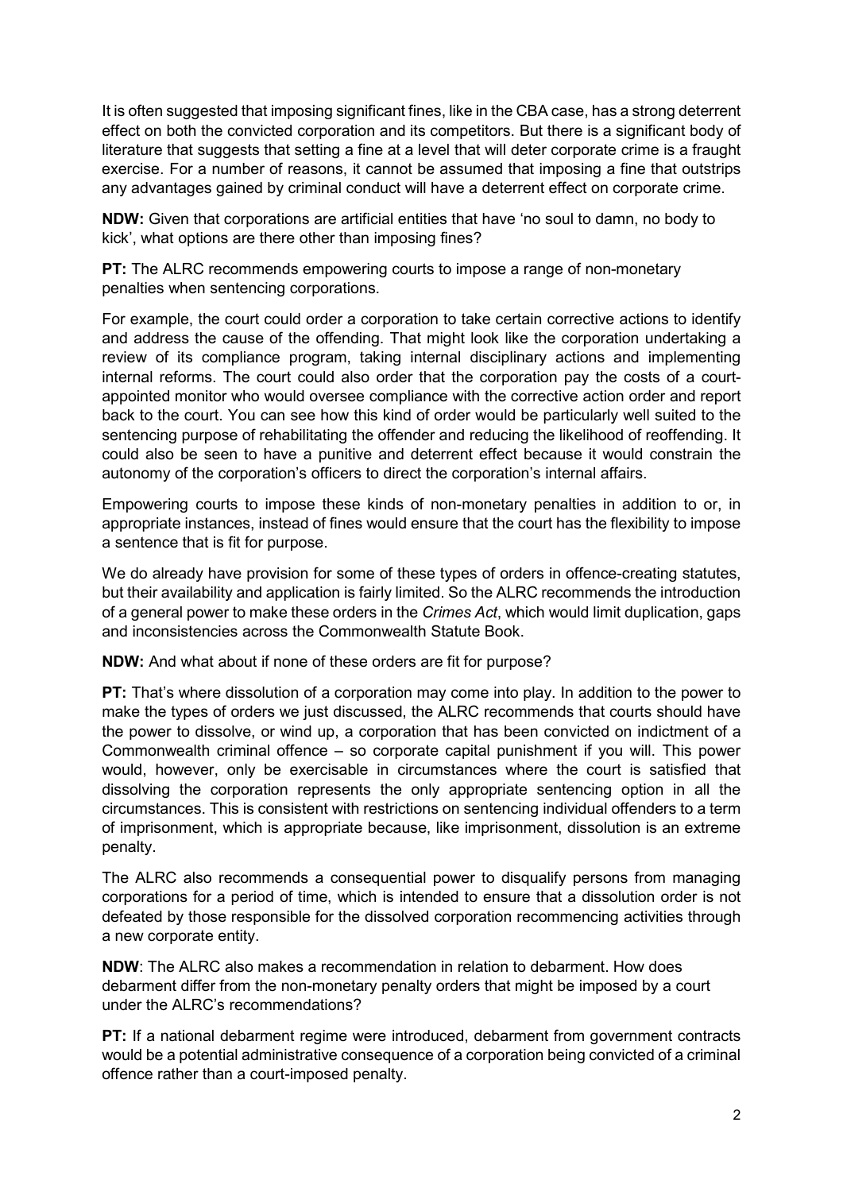It is often suggested that imposing significant fines, like in the CBA case, has a strong deterrent effect on both the convicted corporation and its competitors. But there is a significant body of literature that suggests that setting a fine at a level that will deter corporate crime is a fraught exercise. For a number of reasons, it cannot be assumed that imposing a fine that outstrips any advantages gained by criminal conduct will have a deterrent effect on corporate crime.

**NDW:** Given that corporations are artificial entities that have 'no soul to damn, no body to kick', what options are there other than imposing fines?

**PT:** The ALRC recommends empowering courts to impose a range of non-monetary penalties when sentencing corporations.

For example, the court could order a corporation to take certain corrective actions to identify and address the cause of the offending. That might look like the corporation undertaking a review of its compliance program, taking internal disciplinary actions and implementing internal reforms. The court could also order that the corporation pay the costs of a court-appointed monitor who would oversee compliance with the corrective action order and report back to the court. You can see how this kind of order would be particularly well suited to the sentencing purpose of rehabilitating the offender and reducing the likelihood of reoffending. It could also be seen to have a punitive and deterrent effect because it would constrain the autonomy of the corporation's officers to direct the corporation's internal affairs.

Empowering courts to impose these kinds of non-monetary penalties in addition to or, in appropriate instances, instead of fines would ensure that the court has the flexibility to impose a sentence that is fit for purpose.

We do already have provision for some of these types of orders in offence-creating statutes, but their availability and application is fairly limited. So the ALRC recommends the introduction of a general power to make these orders in the *Crimes Act*, which would limit duplication, gaps and inconsistencies across the Commonwealth Statute Book.

**NDW:** And what about if none of these orders are fit for purpose?

**PT:** That's where dissolution of a corporation may come into play. In addition to the power to make the types of orders we just discussed, the ALRC recommends that courts should have the power to dissolve, or wind up, a corporation that has been convicted on indictment of a Commonwealth criminal offence – so corporate capital punishment if you will. This power would, however, only be exercisable in circumstances where the court is satisfied that dissolving the corporation represents the only appropriate sentencing option in all the circumstances. This is consistent with restrictions on sentencing individual offenders to a term of imprisonment, which is appropriate because, like imprisonment, dissolution is an extreme penalty.

The ALRC also recommends a consequential power to disqualify persons from managing corporations for a period of time, which is intended to ensure that a dissolution order is not defeated by those responsible for the dissolved corporation recommencing activities through a new corporate entity.

**NDW**: The ALRC also makes a recommendation in relation to debarment. How does debarment differ from the non-monetary penalty orders that might be imposed by a court under the ALRC's recommendations?

**PT:** If a national debarment regime were introduced, debarment from government contracts would be a potential administrative consequence of a corporation being convicted of a criminal offence rather than a court-imposed penalty.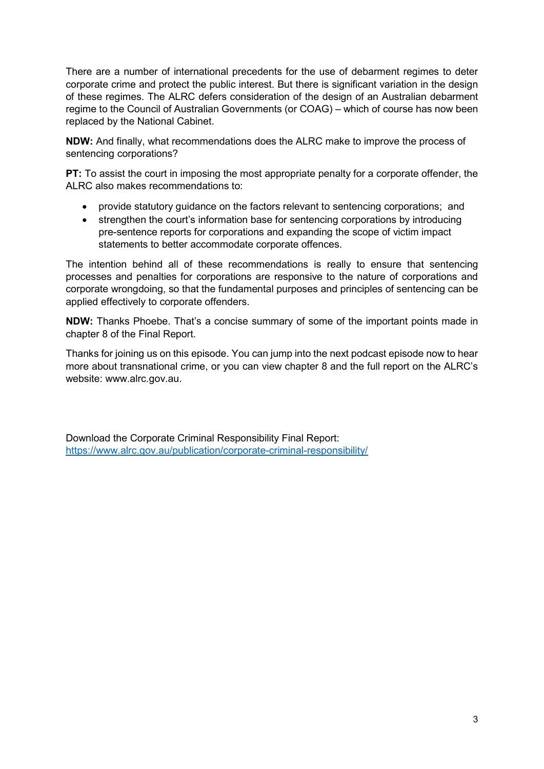There are a number of international precedents for the use of debarment regimes to deter corporate crime and protect the public interest. But there is significant variation in the design of these regimes. The ALRC defers consideration of the design of an Australian debarment regime to the Council of Australian Governments (or COAG) – which of course has now been replaced by the National Cabinet.

**NDW:** And finally, what recommendations does the ALRC make to improve the process of sentencing corporations?

**PT:** To assist the court in imposing the most appropriate penalty for a corporate offender, the ALRC also makes recommendations to:

- provide statutory guidance on the factors relevant to sentencing corporations; and
- strengthen the court's information base for sentencing corporations by introducing pre-sentence reports for corporations and expanding the scope of victim impact statements to better accommodate corporate offences.

The intention behind all of these recommendations is really to ensure that sentencing processes and penalties for corporations are responsive to the nature of corporations and corporate wrongdoing, so that the fundamental purposes and principles of sentencing can be applied effectively to corporate offenders.

**NDW:** Thanks Phoebe. That's a concise summary of some of the important points made in chapter 8 of the Final Report.

Thanks for joining us on this episode. You can jump into the next podcast episode now to hear more about transnational crime, or you can view chapter 8 and the full report on the ALRC's website: www.alrc.gov.au.

Download the Corporate Criminal Responsibility Final Report:
[https://www.alrc.gov.au/publication/corporate-criminal-responsibility/](https://www.alrc.gov.au/publication/corporate-criminal-responsibility/)